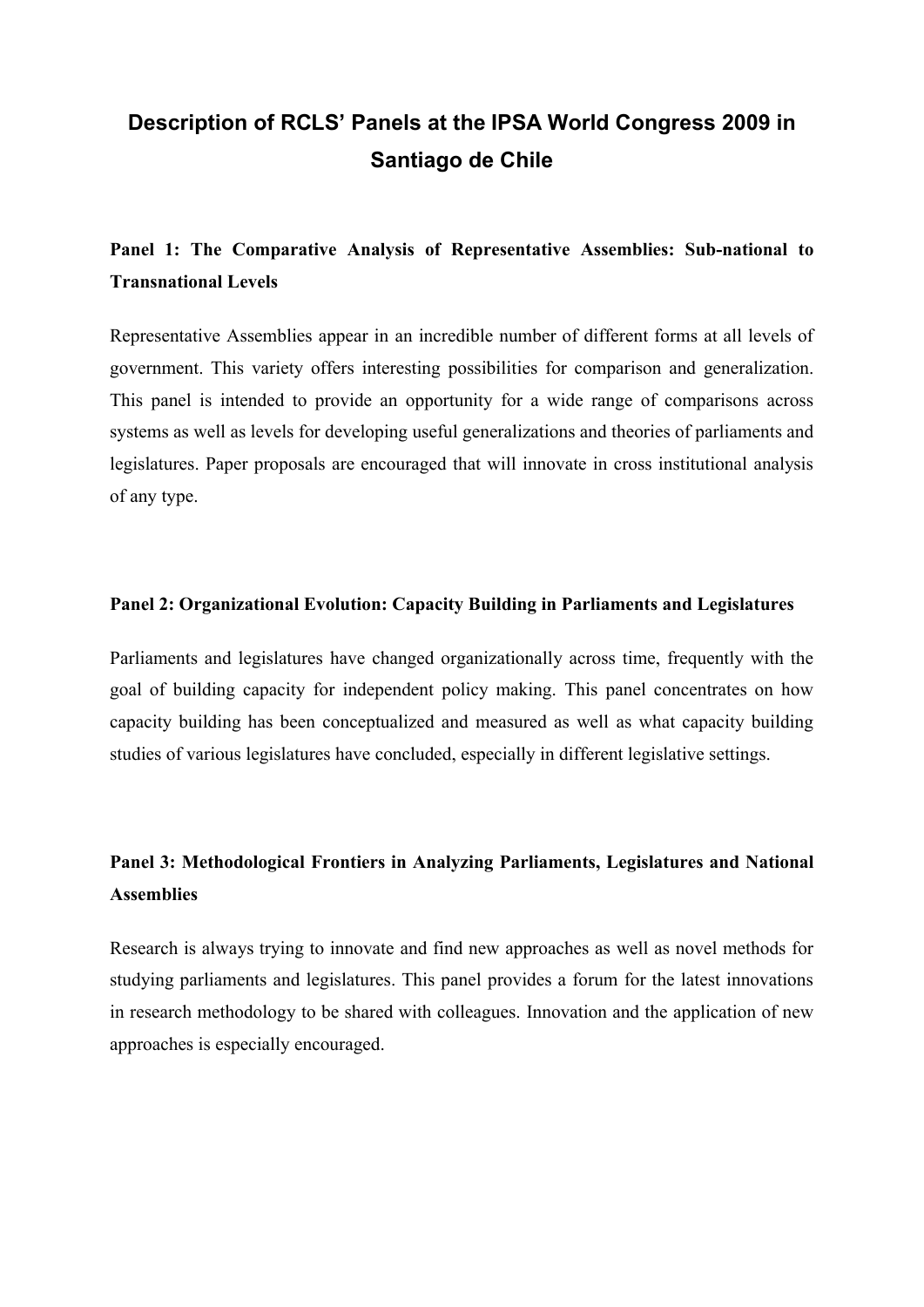# Description of RCLS' Panels at the IPSA World Congress 2009 in Santiago de Chile

**Panel 1: The Comparative Analysis of Representative Assemblies: Sub-national to Transnational Levels**

Representative Assemblies appear in an incredible number of different forms at all levels of government. This variety offers interesting possibilities for comparison and generalization. This panel is intended to provide an opportunity for a wide range of comparisons across systems as well as levels for developing useful generalizations and theories of parliaments and legislatures. Paper proposals are encouraged that will innovate in cross institutional analysis of any type.

**Panel 2: Organizational Evolution: Capacity Building in Parliaments and Legislatures**

Parliaments and legislatures have changed organizationally across time, frequently with the goal of building capacity for independent policy making. This panel concentrates on how capacity building has been conceptualized and measured as well as what capacity building studies of various legislatures have concluded, especially in different legislative settings.

**Panel 3: Methodological Frontiers in Analyzing Parliaments, Legislatures and National Assemblies**

Research is always trying to innovate and find new approaches as well as novel methods for studying parliaments and legislatures. This panel provides a forum for the latest innovations in research methodology to be shared with colleagues. Innovation and the application of new approaches is especially encouraged.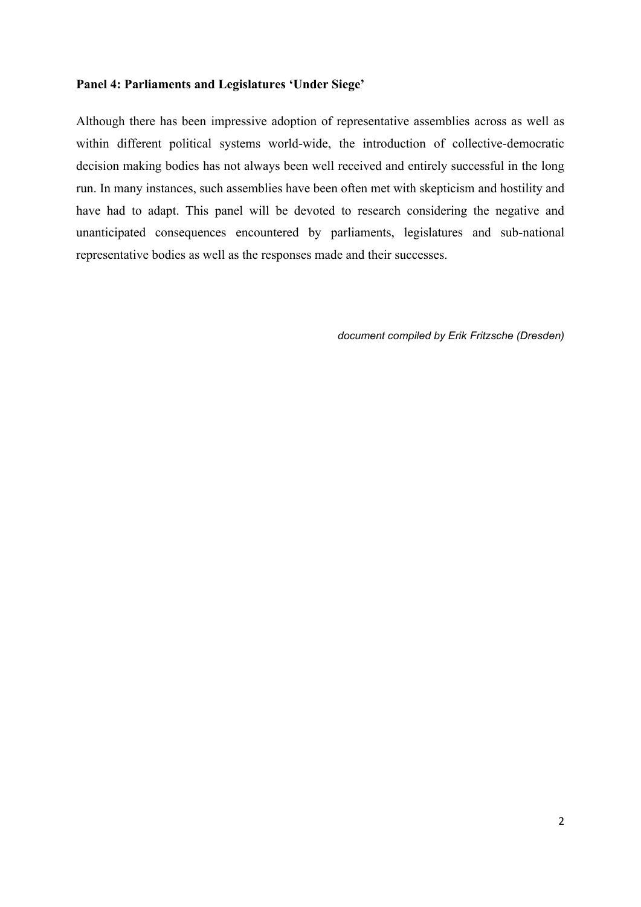**Panel 4: Parliaments and Legislatures 'Under Siege'**

Although there has been impressive adoption of representative assemblies across as well as within different political systems world-wide, the introduction of collective-democratic decision making bodies has not always been well received and entirely successful in the long run. In many instances, such assemblies have been often met with skepticism and hostility and have had to adapt. This panel will be devoted to research considering the negative and unanticipated consequences encountered by parliaments, legislatures and sub-national representative bodies as well as the responses made and their successes.

*document compiled by Erik Fritzsche (Dresden)*